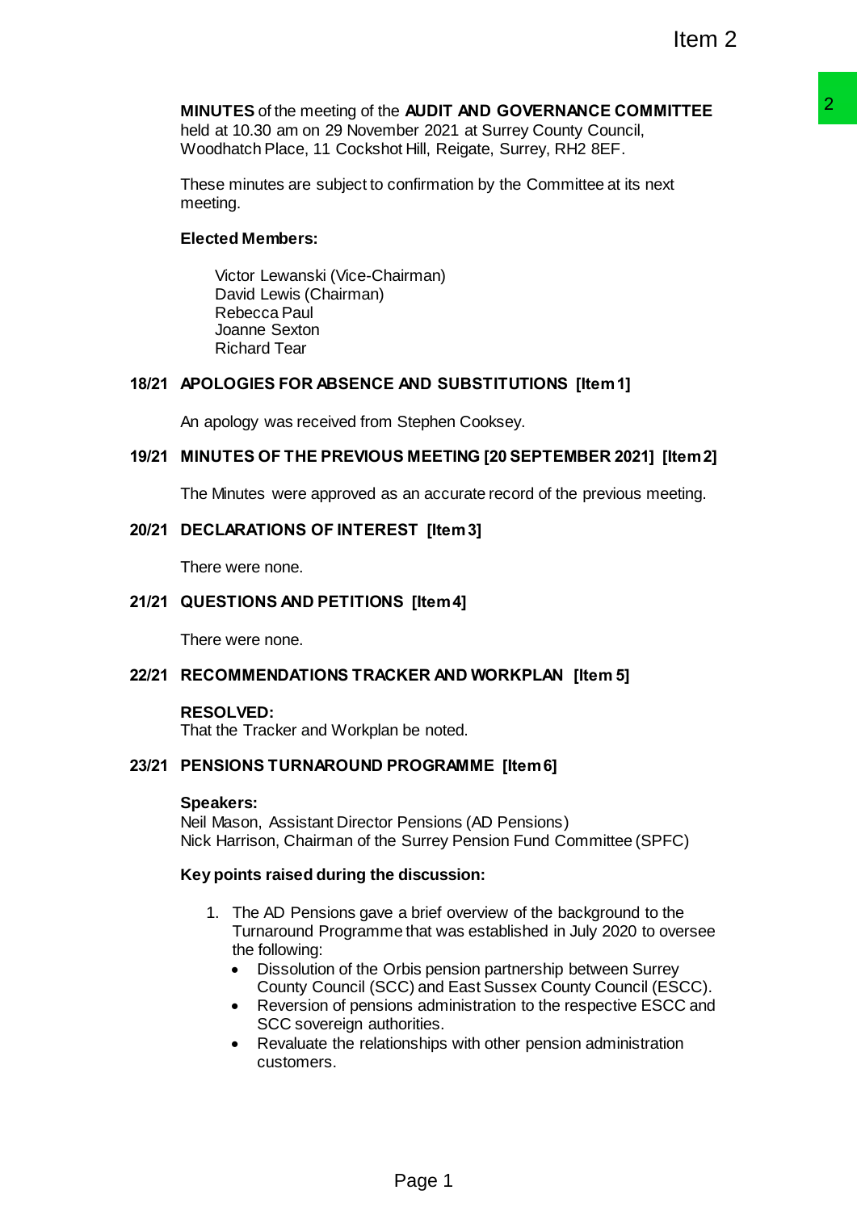Item 2

**MINUTES** of the meeting of the **AUDIT AND GOVERNANCE COMMITTEE** held at 10.30 am on 29 November 2021 at Surrey County Council, Woodhatch Place, 11 Cockshot Hill, Reigate, Surrey, RH2 8EF.

These minutes are subject to confirmation by the Committee at its next meeting.

**Elected Members:**

Victor Lewanski (Vice-Chairman)
David Lewis (Chairman)
Rebecca Paul
Joanne Sexton
Richard Tear

## 18/21 APOLOGIES FOR ABSENCE AND SUBSTITUTIONS [Item 1]

An apology was received from Stephen Cooksey.

## 19/21 MINUTES OF THE PREVIOUS MEETING [20 SEPTEMBER 2021] [Item 2]

The Minutes were approved as an accurate record of the previous meeting.

## 20/21 DECLARATIONS OF INTEREST [Item 3]

There were none.

## 21/21 QUESTIONS AND PETITIONS [Item 4]

There were none.

## 22/21 RECOMMENDATIONS TRACKER AND WORKPLAN [Item 5]

**RESOLVED:**
That the Tracker and Workplan be noted.

## 23/21 PENSIONS TURNAROUND PROGRAMME [Item 6]

**Speakers:**
Neil Mason, Assistant Director Pensions (AD Pensions)
Nick Harrison, Chairman of the Surrey Pension Fund Committee (SPFC)

**Key points raised during the discussion:**

1. The AD Pensions gave a brief overview of the background to the Turnaround Programme that was established in July 2020 to oversee the following:
   - Dissolution of the Orbis pension partnership between Surrey County Council (SCC) and East Sussex County Council (ESCC).
   - Reversion of pensions administration to the respective ESCC and SCC sovereign authorities.
   - Revaluate the relationships with other pension administration customers.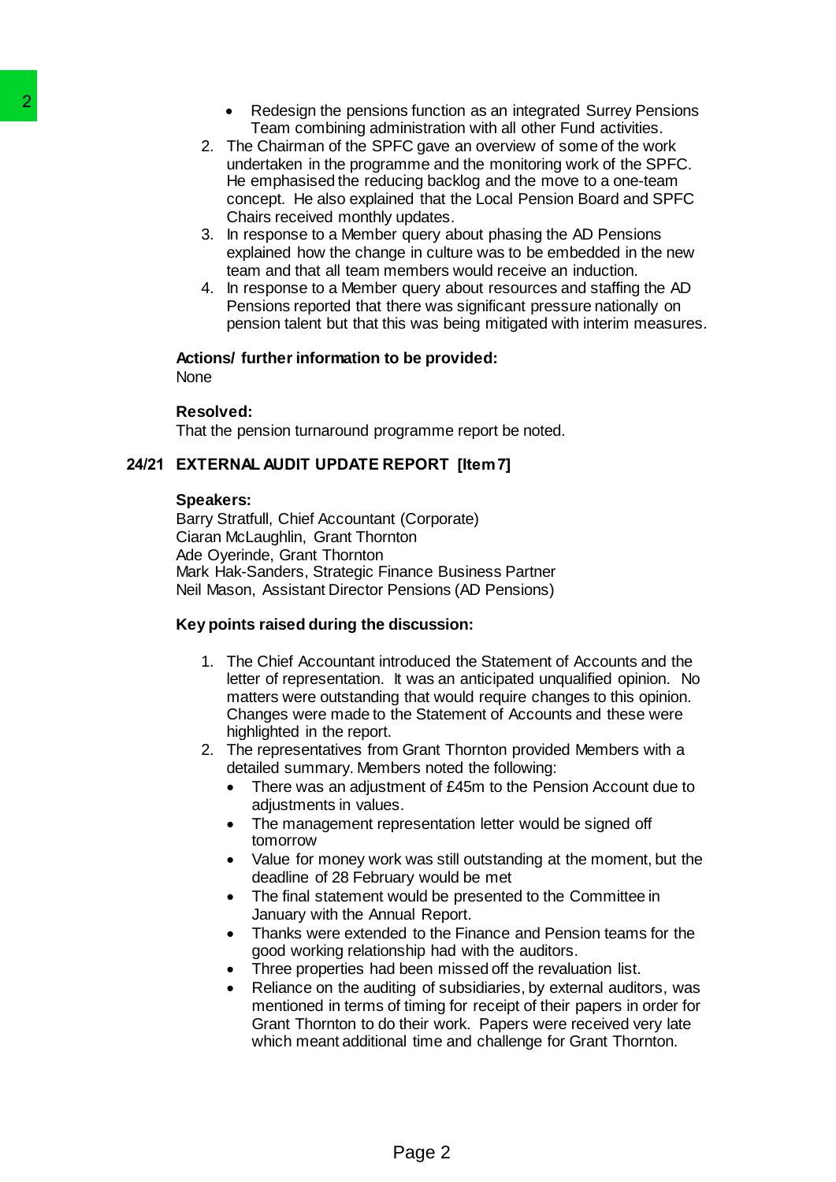- Redesign the pensions function as an integrated Surrey Pensions Team combining administration with all other Fund activities.

2. The Chairman of the SPFC gave an overview of some of the work undertaken in the programme and the monitoring work of the SPFC. He emphasised the reducing backlog and the move to a one-team concept. He also explained that the Local Pension Board and SPFC Chairs received monthly updates.
3. In response to a Member query about phasing the AD Pensions explained how the change in culture was to be embedded in the new team and that all team members would receive an induction.
4. In response to a Member query about resources and staffing the AD Pensions reported that there was significant pressure nationally on pension talent but that this was being mitigated with interim measures.

**Actions/ further information to be provided:**
None

**Resolved:**
That the pension turnaround programme report be noted.

## 24/21 EXTERNAL AUDIT UPDATE REPORT [Item 7]

**Speakers:**
Barry Stratfull, Chief Accountant (Corporate)
Ciaran McLaughlin, Grant Thornton
Ade Oyerinde, Grant Thornton
Mark Hak-Sanders, Strategic Finance Business Partner
Neil Mason, Assistant Director Pensions (AD Pensions)

**Key points raised during the discussion:**

1. The Chief Accountant introduced the Statement of Accounts and the letter of representation. It was an anticipated unqualified opinion. No matters were outstanding that would require changes to this opinion. Changes were made to the Statement of Accounts and these were highlighted in the report.
2. The representatives from Grant Thornton provided Members with a detailed summary. Members noted the following:
   - There was an adjustment of £45m to the Pension Account due to adjustments in values.
   - The management representation letter would be signed off tomorrow
   - Value for money work was still outstanding at the moment, but the deadline of 28 February would be met
   - The final statement would be presented to the Committee in January with the Annual Report.
   - Thanks were extended to the Finance and Pension teams for the good working relationship had with the auditors.
   - Three properties had been missed off the revaluation list.
   - Reliance on the auditing of subsidiaries, by external auditors, was mentioned in terms of timing for receipt of their papers in order for Grant Thornton to do their work. Papers were received very late which meant additional time and challenge for Grant Thornton.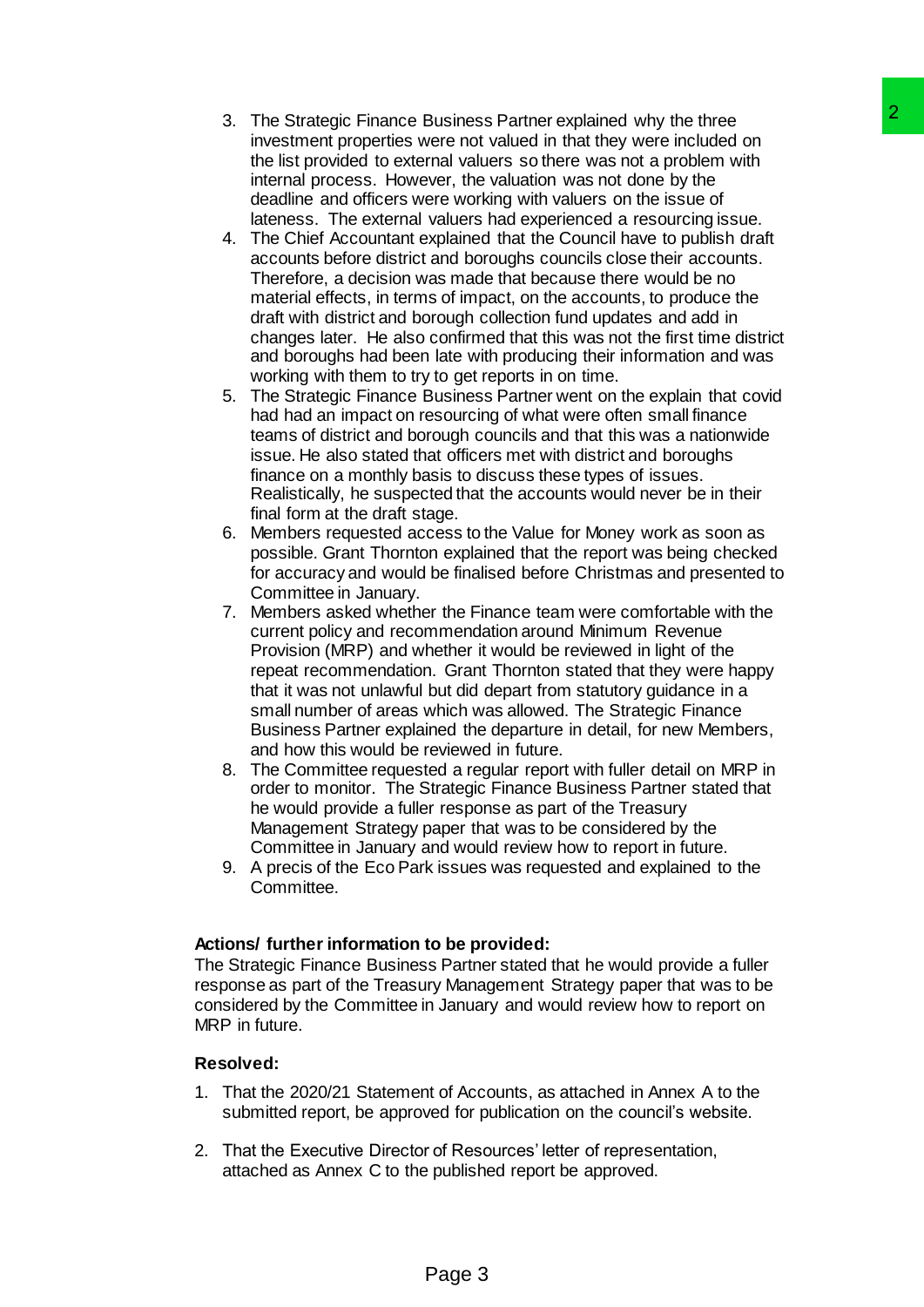3. The Strategic Finance Business Partner explained why the three investment properties were not valued in that they were included on the list provided to external valuers so there was not a problem with internal process. However, the valuation was not done by the deadline and officers were working with valuers on the issue of lateness. The external valuers had experienced a resourcing issue.
4. The Chief Accountant explained that the Council have to publish draft accounts before district and boroughs councils close their accounts. Therefore, a decision was made that because there would be no material effects, in terms of impact, on the accounts, to produce the draft with district and borough collection fund updates and add in changes later. He also confirmed that this was not the first time district and boroughs had been late with producing their information and was working with them to try to get reports in on time.
5. The Strategic Finance Business Partner went on the explain that covid had had an impact on resourcing of what were often small finance teams of district and borough councils and that this was a nationwide issue. He also stated that officers met with district and boroughs finance on a monthly basis to discuss these types of issues. Realistically, he suspected that the accounts would never be in their final form at the draft stage.
6. Members requested access to the Value for Money work as soon as possible. Grant Thornton explained that the report was being checked for accuracy and would be finalised before Christmas and presented to Committee in January.
7. Members asked whether the Finance team were comfortable with the current policy and recommendation around Minimum Revenue Provision (MRP) and whether it would be reviewed in light of the repeat recommendation. Grant Thornton stated that they were happy that it was not unlawful but did depart from statutory guidance in a small number of areas which was allowed. The Strategic Finance Business Partner explained the departure in detail, for new Members, and how this would be reviewed in future.
8. The Committee requested a regular report with fuller detail on MRP in order to monitor. The Strategic Finance Business Partner stated that he would provide a fuller response as part of the Treasury Management Strategy paper that was to be considered by the Committee in January and would review how to report in future.
9. A precis of the Eco Park issues was requested and explained to the Committee.

**Actions/ further information to be provided:**

The Strategic Finance Business Partner stated that he would provide a fuller response as part of the Treasury Management Strategy paper that was to be considered by the Committee in January and would review how to report on MRP in future.

**Resolved:**

1. That the 2020/21 Statement of Accounts, as attached in Annex A to the submitted report, be approved for publication on the council's website.

2. That the Executive Director of Resources' letter of representation, attached as Annex C to the published report be approved.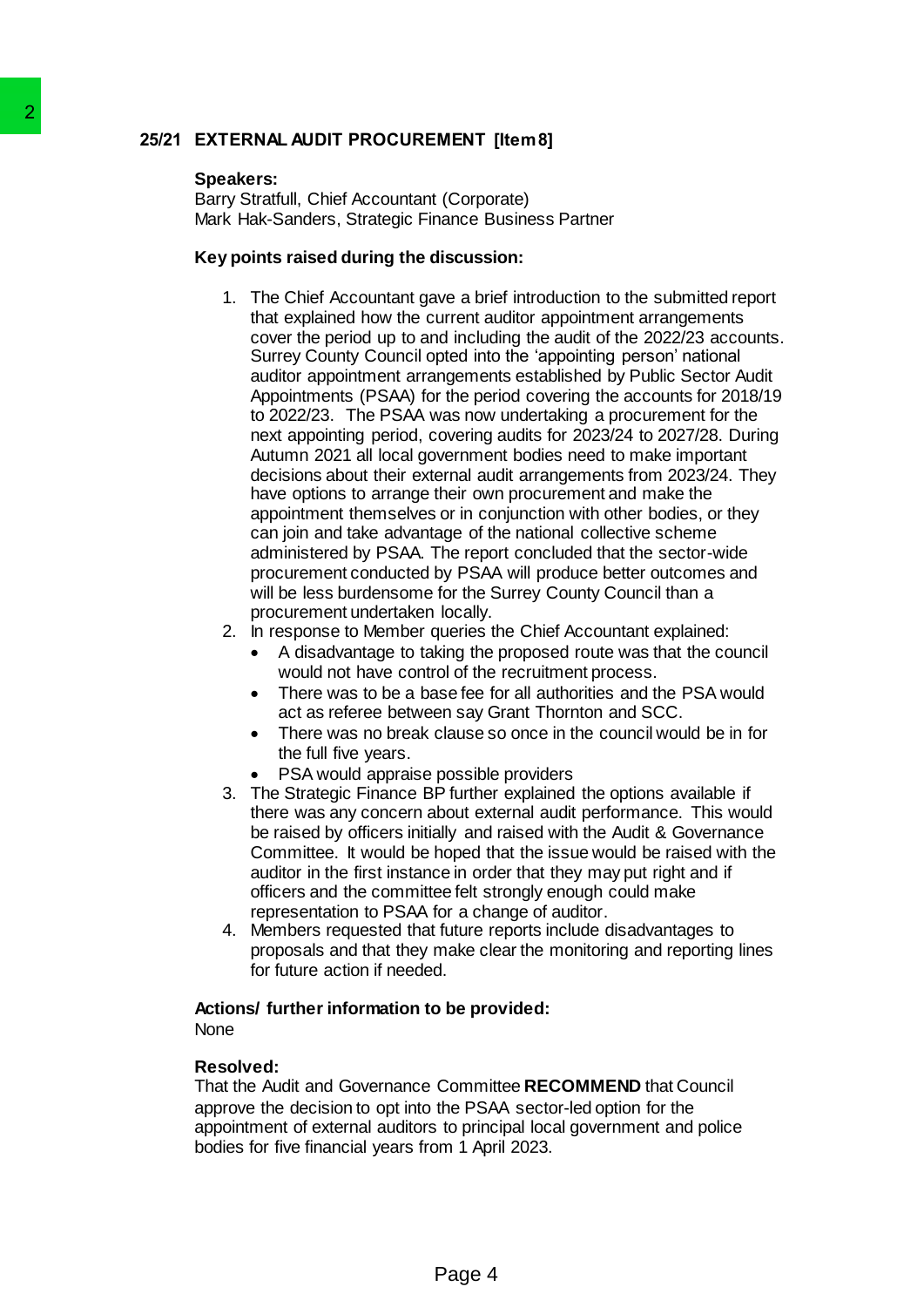## 25/21 EXTERNAL AUDIT PROCUREMENT [Item 8]

**Speakers:**
Barry Stratfull, Chief Accountant (Corporate)
Mark Hak-Sanders, Strategic Finance Business Partner

**Key points raised during the discussion:**

1. The Chief Accountant gave a brief introduction to the submitted report that explained how the current auditor appointment arrangements cover the period up to and including the audit of the 2022/23 accounts. Surrey County Council opted into the 'appointing person' national auditor appointment arrangements established by Public Sector Audit Appointments (PSAA) for the period covering the accounts for 2018/19 to 2022/23. The PSAA was now undertaking a procurement for the next appointing period, covering audits for 2023/24 to 2027/28. During Autumn 2021 all local government bodies need to make important decisions about their external audit arrangements from 2023/24. They have options to arrange their own procurement and make the appointment themselves or in conjunction with other bodies, or they can join and take advantage of the national collective scheme administered by PSAA. The report concluded that the sector-wide procurement conducted by PSAA will produce better outcomes and will be less burdensome for the Surrey County Council than a procurement undertaken locally.
2. In response to Member queries the Chief Accountant explained:
   - A disadvantage to taking the proposed route was that the council would not have control of the recruitment process.
   - There was to be a base fee for all authorities and the PSA would act as referee between say Grant Thornton and SCC.
   - There was no break clause so once in the council would be in for the full five years.
   - PSA would appraise possible providers
3. The Strategic Finance BP further explained the options available if there was any concern about external audit performance. This would be raised by officers initially and raised with the Audit & Governance Committee. It would be hoped that the issue would be raised with the auditor in the first instance in order that they may put right and if officers and the committee felt strongly enough could make representation to PSAA for a change of auditor.
4. Members requested that future reports include disadvantages to proposals and that they make clear the monitoring and reporting lines for future action if needed.

**Actions/ further information to be provided:**
None

**Resolved:**
That the Audit and Governance Committee **RECOMMEND** that Council approve the decision to opt into the PSAA sector-led option for the appointment of external auditors to principal local government and police bodies for five financial years from 1 April 2023.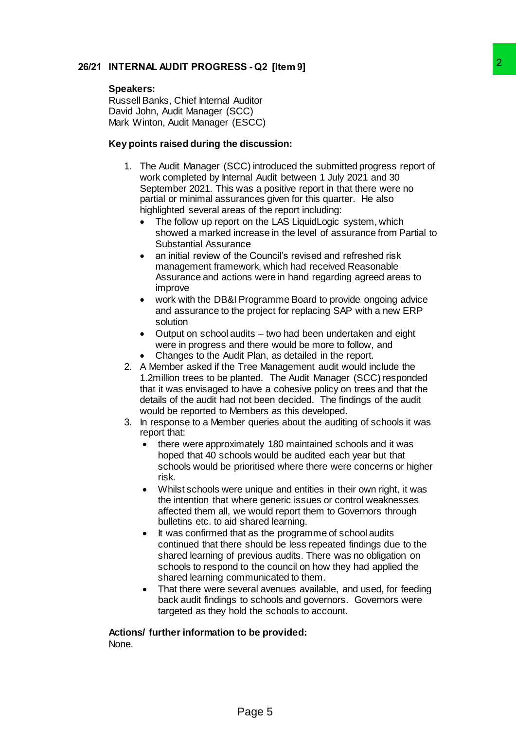## 26/21 INTERNAL AUDIT PROGRESS - Q2 [Item 9]

**Speakers:**
Russell Banks, Chief Internal Auditor
David John, Audit Manager (SCC)
Mark Winton, Audit Manager (ESCC)

**Key points raised during the discussion:**

1. The Audit Manager (SCC) introduced the submitted progress report of work completed by Internal Audit between 1 July 2021 and 30 September 2021. This was a positive report in that there were no partial or minimal assurances given for this quarter. He also highlighted several areas of the report including:
   - The follow up report on the LAS LiquidLogic system, which showed a marked increase in the level of assurance from Partial to Substantial Assurance
   - an initial review of the Council's revised and refreshed risk management framework, which had received Reasonable Assurance and actions were in hand regarding agreed areas to improve
   - work with the DB&I Programme Board to provide ongoing advice and assurance to the project for replacing SAP with a new ERP solution
   - Output on school audits – two had been undertaken and eight were in progress and there would be more to follow, and
   - Changes to the Audit Plan, as detailed in the report.
2. A Member asked if the Tree Management audit would include the 1.2million trees to be planted. The Audit Manager (SCC) responded that it was envisaged to have a cohesive policy on trees and that the details of the audit had not been decided. The findings of the audit would be reported to Members as this developed.
3. In response to a Member queries about the auditing of schools it was report that:
   - there were approximately 180 maintained schools and it was hoped that 40 schools would be audited each year but that schools would be prioritised where there were concerns or higher risk.
   - Whilst schools were unique and entities in their own right, it was the intention that where generic issues or control weaknesses affected them all, we would report them to Governors through bulletins etc. to aid shared learning.
   - It was confirmed that as the programme of school audits continued that there should be less repeated findings due to the shared learning of previous audits. There was no obligation on schools to respond to the council on how they had applied the shared learning communicated to them.
   - That there were several avenues available, and used, for feeding back audit findings to schools and governors. Governors were targeted as they hold the schools to account.

**Actions/ further information to be provided:**
None.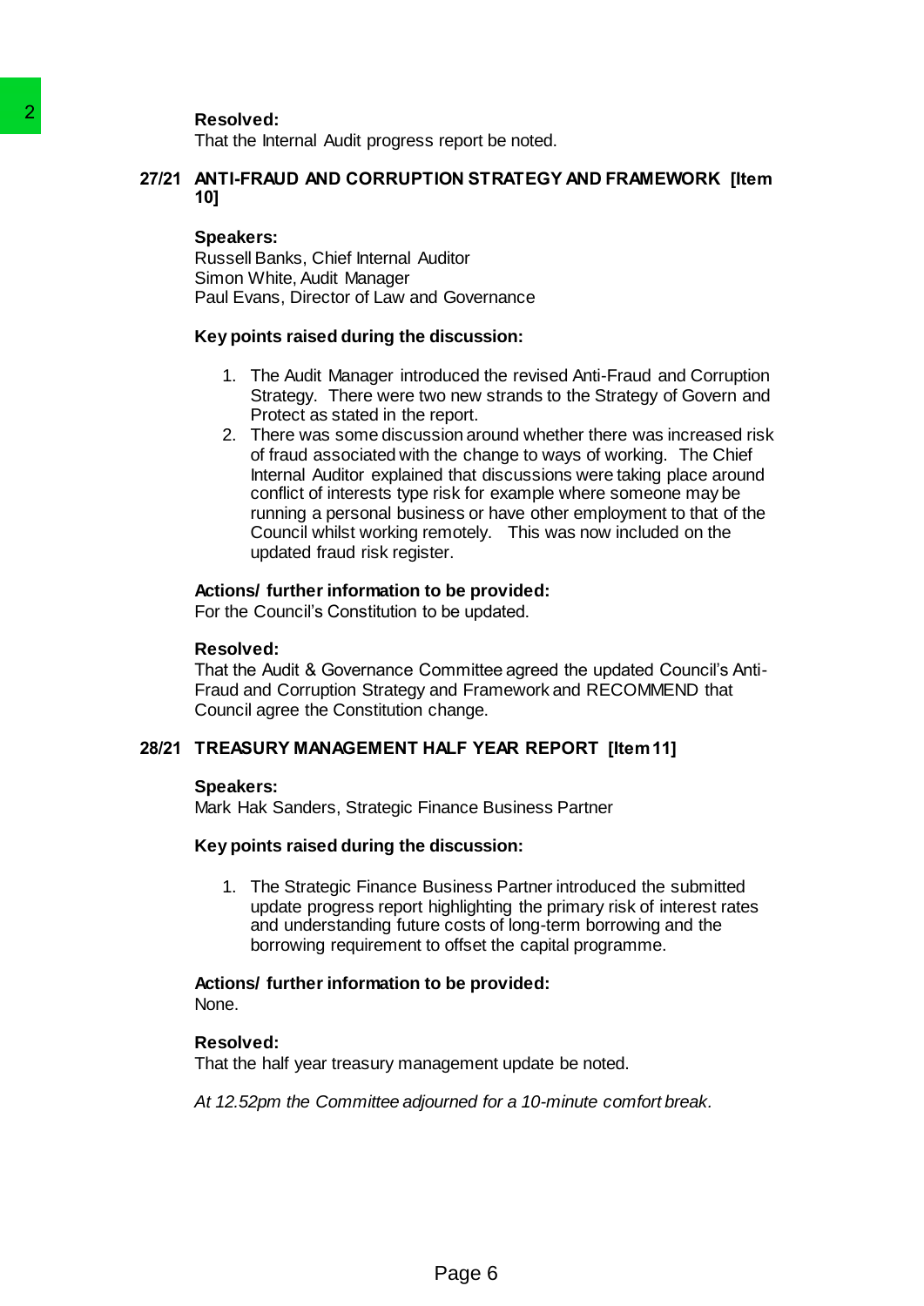**Resolved:**
That the Internal Audit progress report be noted.

## 27/21 ANTI-FRAUD AND CORRUPTION STRATEGY AND FRAMEWORK [Item 10]

**Speakers:**
Russell Banks, Chief Internal Auditor
Simon White, Audit Manager
Paul Evans, Director of Law and Governance

**Key points raised during the discussion:**

1. The Audit Manager introduced the revised Anti-Fraud and Corruption Strategy. There were two new strands to the Strategy of Govern and Protect as stated in the report.
2. There was some discussion around whether there was increased risk of fraud associated with the change to ways of working. The Chief Internal Auditor explained that discussions were taking place around conflict of interests type risk for example where someone may be running a personal business or have other employment to that of the Council whilst working remotely. This was now included on the updated fraud risk register.

**Actions/ further information to be provided:**
For the Council's Constitution to be updated.

**Resolved:**
That the Audit & Governance Committee agreed the updated Council's Anti-Fraud and Corruption Strategy and Framework and RECOMMEND that Council agree the Constitution change.

## 28/21 TREASURY MANAGEMENT HALF YEAR REPORT [Item 11]

**Speakers:**
Mark Hak Sanders, Strategic Finance Business Partner

**Key points raised during the discussion:**

1. The Strategic Finance Business Partner introduced the submitted update progress report highlighting the primary risk of interest rates and understanding future costs of long-term borrowing and the borrowing requirement to offset the capital programme.

**Actions/ further information to be provided:**
None.

**Resolved:**
That the half year treasury management update be noted.

*At 12.52pm the Committee adjourned for a 10-minute comfort break.*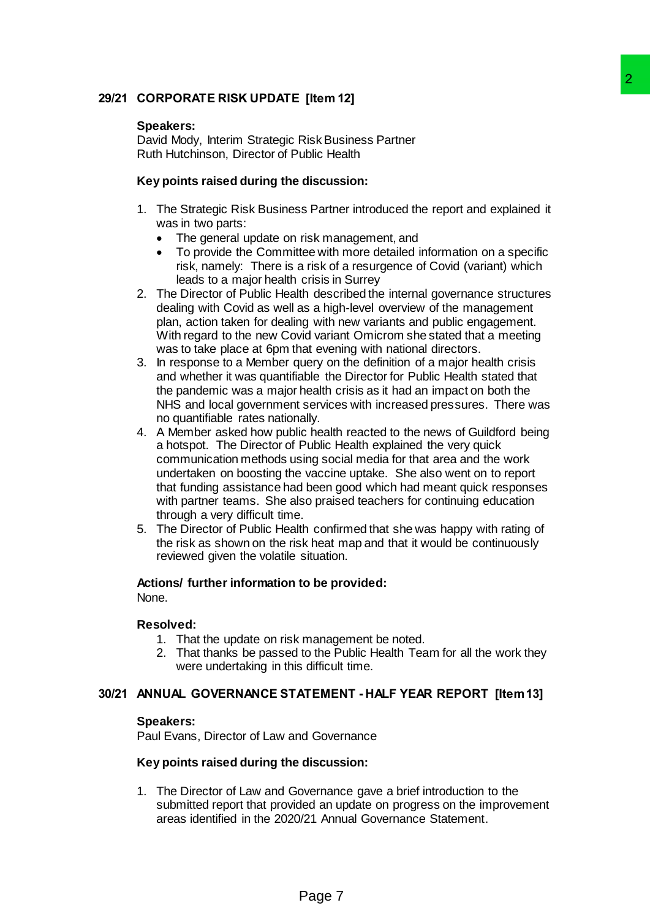## 29/21 CORPORATE RISK UPDATE [Item 12]

**Speakers:**
David Mody, Interim Strategic Risk Business Partner
Ruth Hutchinson, Director of Public Health

**Key points raised during the discussion:**

1. The Strategic Risk Business Partner introduced the report and explained it was in two parts:
   - The general update on risk management, and
   - To provide the Committee with more detailed information on a specific risk, namely: There is a risk of a resurgence of Covid (variant) which leads to a major health crisis in Surrey
2. The Director of Public Health described the internal governance structures dealing with Covid as well as a high-level overview of the management plan, action taken for dealing with new variants and public engagement. With regard to the new Covid variant Omicrom she stated that a meeting was to take place at 6pm that evening with national directors.
3. In response to a Member query on the definition of a major health crisis and whether it was quantifiable the Director for Public Health stated that the pandemic was a major health crisis as it had an impact on both the NHS and local government services with increased pressures. There was no quantifiable rates nationally.
4. A Member asked how public health reacted to the news of Guildford being a hotspot. The Director of Public Health explained the very quick communication methods using social media for that area and the work undertaken on boosting the vaccine uptake. She also went on to report that funding assistance had been good which had meant quick responses with partner teams. She also praised teachers for continuing education through a very difficult time.
5. The Director of Public Health confirmed that she was happy with rating of the risk as shown on the risk heat map and that it would be continuously reviewed given the volatile situation.

**Actions/ further information to be provided:**
None.

**Resolved:**

1. That the update on risk management be noted.
2. That thanks be passed to the Public Health Team for all the work they were undertaking in this difficult time.

## 30/21 ANNUAL GOVERNANCE STATEMENT - HALF YEAR REPORT [Item 13]

**Speakers:**
Paul Evans, Director of Law and Governance

**Key points raised during the discussion:**

1. The Director of Law and Governance gave a brief introduction to the submitted report that provided an update on progress on the improvement areas identified in the 2020/21 Annual Governance Statement.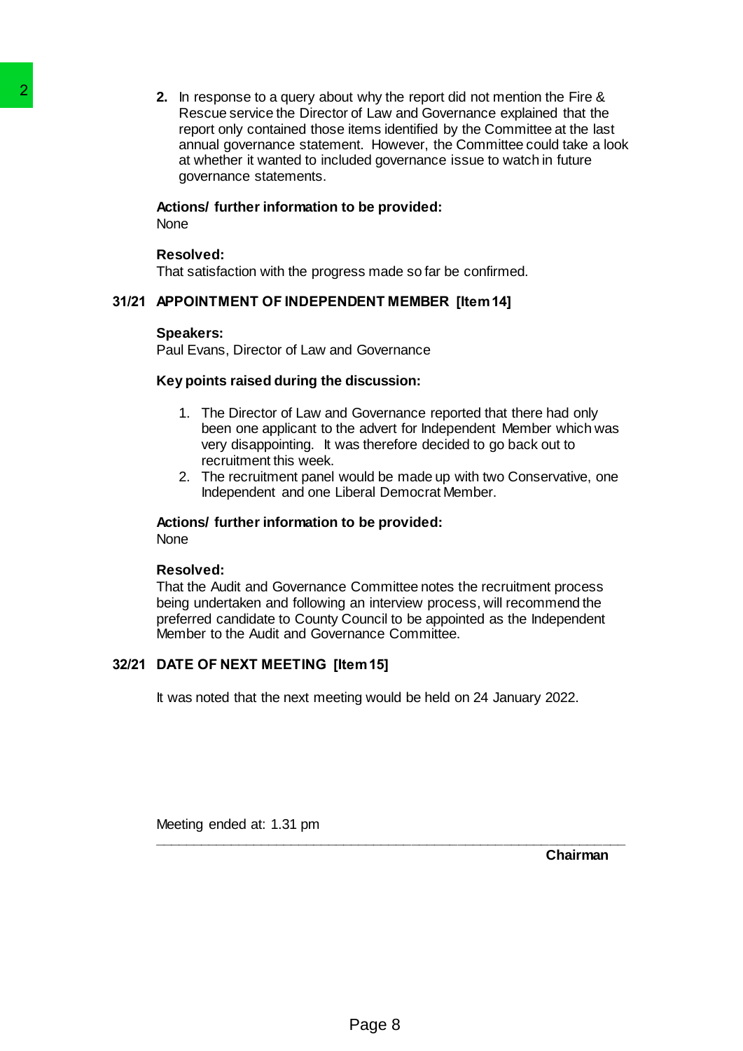2. In response to a query about why the report did not mention the Fire & Rescue service the Director of Law and Governance explained that the report only contained those items identified by the Committee at the last annual governance statement. However, the Committee could take a look at whether it wanted to included governance issue to watch in future governance statements.

**Actions/ further information to be provided:**
None

**Resolved:**
That satisfaction with the progress made so far be confirmed.

## 31/21 APPOINTMENT OF INDEPENDENT MEMBER [Item 14]

**Speakers:**
Paul Evans, Director of Law and Governance

**Key points raised during the discussion:**

1. The Director of Law and Governance reported that there had only been one applicant to the advert for Independent Member which was very disappointing. It was therefore decided to go back out to recruitment this week.
2. The recruitment panel would be made up with two Conservative, one Independent and one Liberal Democrat Member.

**Actions/ further information to be provided:**
None

**Resolved:**
That the Audit and Governance Committee notes the recruitment process being undertaken and following an interview process, will recommend the preferred candidate to County Council to be appointed as the Independent Member to the Audit and Governance Committee.

## 32/21 DATE OF NEXT MEETING [Item 15]

It was noted that the next meeting would be held on 24 January 2022.

Meeting ended at: 1.31 pm

______________________________________________________________

**Chairman**